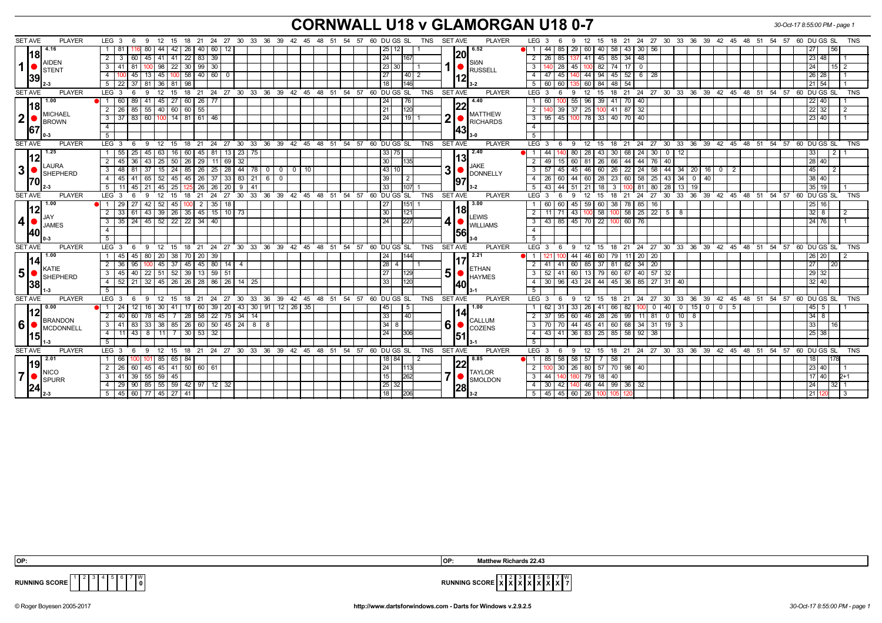# CORNWALL U18 v GLAMORGAN U18 0-7

30-Oct-17 8:55:00 PM - page 1

## Match 1

| SET AVE | PLAYER | LEG | Scores | DU | GS | SL | TNS |
|---|---|---|---|---|---|---|---|
| 4.16 / 18 / 39 | AIDEN STENT (2-3) | 1 | 81 116 80 44 42 26 40 60 12 | 25 | 12 | | 1 |
| | | 2 | 3 60 45 41 41 22 83 39 | 24 | | 167 | |
| | | 3 | 41 81 100 98 22 30 99 30 | 23 | 30 | | 1 |
| | | 4 | 100 45 13 45 100 58 40 60 0 | 27 | | 40 | 2 |
| | | 5 | 22 37 81 36 81 98 | 18 | | 146 | |

| SET AVE | PLAYER | LEG | Scores | DU | GS | SL | TNS |
|---|---|---|---|---|---|---|---|
| 6.52 / 20 / 12 | SIôN RUSSELL (3-2) | 1 | 44 85 29 60 40 58 43 30 56 | 27 | | 56 | |
| | | 2 | 26 85 137 41 45 85 34 48 | 23 | 48 | | 1 |
| | | 3 | 140 28 45 100 82 74 17 0 | 24 | | 15 | 2 |
| | | 4 | 47 45 140 44 94 45 52 6 28 | 26 | 28 | | 1 |
| | | 5 | 60 60 135 60 84 48 54 | 21 | 54 | | 1 |

## Match 2

| SET AVE | PLAYER | LEG | Scores | DU | GS | SL | TNS |
|---|---|---|---|---|---|---|---|
| 1.00 / 18 / 67 | MICHAEL BROWN (0-3) | 1 | 60 89 41 45 27 60 26 77 | 24 | | 76 | |
| | | 2 | 26 85 55 40 60 60 55 | 21 | | 120 | |
| | | 3 | 37 83 60 100 14 81 61 46 | 24 | | 19 | 1 |

| SET AVE | PLAYER | LEG | Scores | DU | GS | SL | TNS |
|---|---|---|---|---|---|---|---|
| 4.40 / 22 / 43 | MATTHEW RICHARDS (3-0) | 1 | 60 100 55 96 39 41 70 40 | 22 | 40 | | 1 |
| | | 2 | 140 39 37 25 100 41 87 32 | 22 | 32 | | 2 |
| | | 3 | 95 45 100 78 33 40 70 40 | 23 | 40 | | 1 |

## Match 3

| SET AVE | PLAYER | LEG | Scores | DU | GS | SL | TNS |
|---|---|---|---|---|---|---|---|
| 1.25 / 12 / 70 | LAURA SHEPHERD (2-3) | 1 | 55 25 45 63 16 60 45 81 13 23 75 | 33 | 75 | | |
| | | 2 | 45 36 43 25 50 26 29 11 69 32 | 30 | | 135 | |
| | | 3 | 48 81 37 15 24 85 26 25 28 44 78 0 0 0 10 | 43 | 10 | | |
| | | 4 | 45 41 65 52 45 45 26 37 33 83 21 6 0 | 39 | | 2 | |
| | | 5 | 11 45 21 45 25 125 26 26 20 9 41 | 33 | | 107 | 1 |

| SET AVE | PLAYER | LEG | Scores | DU | GS | SL | TNS |
|---|---|---|---|---|---|---|---|
| 2.40 / 13 / 97 | JAKE DONNELLY (3-2) | 1 | 44 140 80 28 43 30 68 24 30 0 12 | 33 | | 2 | 1 |
| | | 2 | 49 15 60 81 26 66 44 44 76 40 | 28 | 40 | | |
| | | 3 | 57 45 45 46 60 26 22 24 58 44 34 20 16 0 2 | 45 | | 2 | |
| | | 4 | 26 60 44 60 28 23 60 58 25 43 34 0 40 | 38 | 40 | | |
| | | 5 | 43 44 51 21 18 3 100 81 80 28 13 19 | 35 | 19 | | 1 |

## Match 4

| SET AVE | PLAYER | LEG | Scores | DU | GS | SL | TNS |
|---|---|---|---|---|---|---|---|
| 1.00 / 12 / 40 | JAY JAMES (0-3) | 1 | 29 27 42 52 45 100 2 35 18 | 27 | | 151 | 1 |
| | | 2 | 33 61 43 39 26 35 45 15 10 73 | 30 | | 121 | |
| | | 3 | 35 24 45 52 22 22 34 40 | 24 | | 227 | |

| SET AVE | PLAYER | LEG | Scores | DU | GS | SL | TNS |
|---|---|---|---|---|---|---|---|
| 3.00 / 18 / 56 | LEWIS WILLIAMS (3-0) | 1 | 60 60 45 59 60 38 78 85 16 | 25 | 16 | | |
| | | 2 | 11 71 43 100 58 100 58 25 22 5 8 | 32 | 8 | | 2 |
| | | 3 | 43 85 45 70 22 100 60 76 | 24 | 76 | | 1 |

## Match 5

| SET AVE | PLAYER | LEG | Scores | DU | GS | SL | TNS |
|---|---|---|---|---|---|---|---|
| 1.00 / 14 / 38 | KATIE SHEPHERD (1-3) | 1 | 45 45 80 20 38 70 20 39 | 24 | | 144 | |
| | | 2 | 36 95 100 45 37 45 45 80 14 4 | 28 | 4 | | 1 |
| | | 3 | 45 40 22 51 52 39 13 59 51 | 27 | | 129 | |
| | | 4 | 52 21 32 45 26 26 28 86 26 14 25 | 33 | | 120 | |

| SET AVE | PLAYER | LEG | Scores | DU | GS | SL | TNS |
|---|---|---|---|---|---|---|---|
| 2.21 / 17 / 40 | ETHAN HAYMES (3-1) | 1 | 121 100 44 46 60 79 11 20 20 | 26 | 20 | | 2 |
| | | 2 | 41 41 60 85 37 81 82 34 20 | 27 | | 20 | |
| | | 3 | 52 41 60 13 79 60 67 40 57 32 | 29 | 32 | | |
| | | 4 | 30 96 43 24 44 45 36 85 27 31 40 | 32 | 40 | | |

## Match 6

| SET AVE | PLAYER | LEG | Scores | DU | GS | SL | TNS |
|---|---|---|---|---|---|---|---|
| 0.00 / 12 / 15 | BRANDON MCDONNELL (1-3) | 1 | 24 12 16 30 41 17 60 39 20 43 30 91 12 26 35 | 45 | | 5 | |
| | | 2 | 40 60 78 45 7 28 58 22 75 34 14 | 33 | | 40 | |
| | | 3 | 41 83 33 38 85 26 60 50 45 24 8 8 | 34 | 8 | | |
| | | 4 | 11 43 8 11 7 30 53 32 | 24 | | 306 | |

| SET AVE | PLAYER | LEG | Scores | DU | GS | SL | TNS |
|---|---|---|---|---|---|---|---|
| 1.00 / 14 / 51 | CALLUM COZENS (3-1) | 1 | 62 31 33 26 41 66 82 100 0 40 0 15 0 0 5 | 45 | 5 | | 1 |
| | | 2 | 37 95 60 46 28 26 99 11 81 0 10 8 | 34 | 8 | | |
| | | 3 | 70 70 44 45 41 60 68 34 31 19 3 | 33 | | 16 | |
| | | 4 | 43 41 36 83 25 85 58 92 38 | 25 | 38 | | |

## Match 7

| SET AVE | PLAYER | LEG | Scores | DU | GS | SL | TNS |
|---|---|---|---|---|---|---|---|
| 2.01 / 19 / 24 | NICO SPURR (2-3) | 1 | 66 100 101 85 65 84 | 18 | 84 | | 2 |
| | | 2 | 26 60 45 45 41 50 60 61 | 24 | | 113 | |
| | | 3 | 41 39 55 59 45 | 15 | | 262 | |
| | | 4 | 29 90 85 55 59 42 97 12 32 | 25 | 32 | | |
| | | 5 | 45 60 77 45 27 41 | 18 | | 206 | |

| SET AVE | PLAYER | LEG | Scores | DU | GS | SL | TNS |
|---|---|---|---|---|---|---|---|
| 8.85 / 22 / 28 | TAYLOR SMOLDON (3-2) | 1 | 85 58 58 57 7 58 | 18 | | 178 | |
| | | 2 | 100 30 26 80 57 70 98 40 | 23 | 40 | | 1 |
| | | 3 | 44 140 180 79 18 40 | 17 | 40 | | 2+1 |
| | | 4 | 30 42 140 46 44 99 36 32 | 24 | | 32 | 1 |
| | | 5 | 45 45 60 26 100 105 120 | 21 | 120 | | 3 |

OP:

OP: Matthew Richards 22.43

RUNNING SCORE: Cornwall 0 — Glamorgan 7 (X X X X X X X)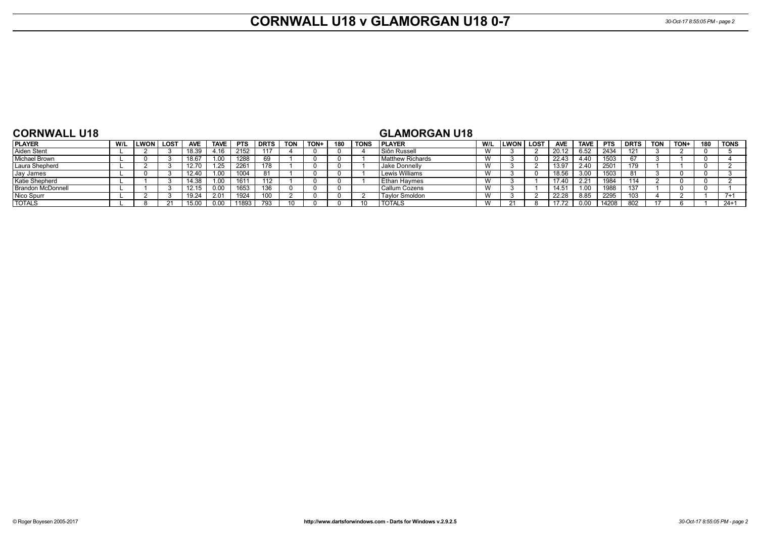# CORNWALL U18 v GLAMORGAN U18 0-7

## CORNWALL U18

| PLAYER | W/L | LWON | LOST | AVE | TAVE | PTS | DRTS | TON | TON+ | 180 | TONS |
|---|---|---|---|---|---|---|---|---|---|---|---|
| Aiden Stent | L | 2 | 3 | 18.39 | 4.16 | 2152 | 117 | 4 | 0 | 0 | 4 |
| Michael Brown | L | 0 | 3 | 18.67 | 1.00 | 1288 | 69 | 1 | 0 | 0 | 1 |
| Laura Shepherd | L | 2 | 3 | 12.70 | 1.25 | 2261 | 178 | 1 | 0 | 0 | 1 |
| Jay James | L | 0 | 3 | 12.40 | 1.00 | 1004 | 81 | 1 | 0 | 0 | 1 |
| Katie Shepherd | L | 1 | 3 | 14.38 | 1.00 | 1611 | 112 | 1 | 0 | 0 | 1 |
| Brandon McDonnell | L | 1 | 3 | 12.15 | 0.00 | 1653 | 136 | 0 | 0 | 0 | |
| Nico Spurr | L | 2 | 3 | 19.24 | 2.01 | 1924 | 100 | 2 | 0 | 0 | 2 |
| TOTALS | L | 8 | 21 | 15.00 | 0.00 | 11893 | 793 | 10 | 0 | 0 | 10 |

## GLAMORGAN U18

| PLAYER | W/L | LWON | LOST | AVE | TAVE | PTS | DRTS | TON | TON+ | 180 | TONS |
|---|---|---|---|---|---|---|---|---|---|---|---|
| Siôn Russell | W | 3 | 2 | 20.12 | 6.52 | 2434 | 121 | 3 | 2 | 0 | 5 |
| Matthew Richards | W | 3 | 0 | 22.43 | 4.40 | 1503 | 67 | 3 | 1 | 0 | 4 |
| Jake Donnelly | W | 3 | 2 | 13.97 | 2.40 | 2501 | 179 | 1 | 1 | 0 | 2 |
| Lewis Williams | W | 3 | 0 | 18.56 | 3.00 | 1503 | 81 | 3 | 0 | 0 | 3 |
| Ethan Haymes | W | 3 | 1 | 17.40 | 2.21 | 1984 | 114 | 2 | 0 | 0 | 2 |
| Callum Cozens | W | 3 | 1 | 14.51 | 1.00 | 1988 | 137 | 1 | 0 | 0 | 1 |
| Taylor Smoldon | W | 3 | 2 | 22.28 | 8.85 | 2295 | 103 | 4 | 2 | 1 | 7+1 |
| TOTALS | W | 21 | 8 | 17.72 | 0.00 | 14208 | 802 | 17 | 6 | 1 | 24+1 |